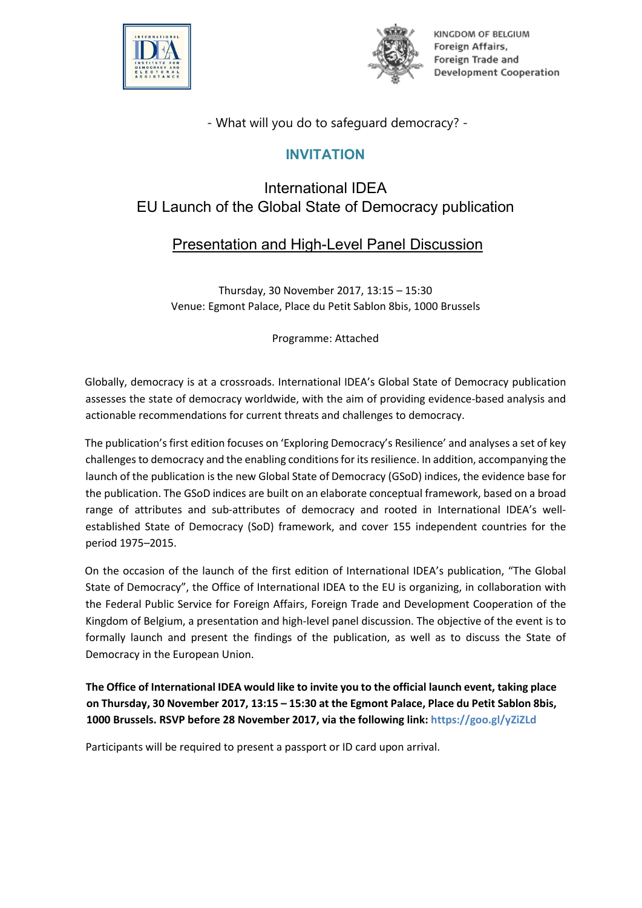KINGDOM OF BELGIUM
Foreign Affairs,
Foreign Trade and
Development Cooperation

- What will you do to safeguard democracy? -

# INVITATION

## International IDEA
## EU Launch of the Global State of Democracy publication

## Presentation and High-Level Panel Discussion

Thursday, 30 November 2017, 13:15 – 15:30
Venue: Egmont Palace, Place du Petit Sablon 8bis, 1000 Brussels

Programme: Attached

Globally, democracy is at a crossroads. International IDEA's Global State of Democracy publication assesses the state of democracy worldwide, with the aim of providing evidence-based analysis and actionable recommendations for current threats and challenges to democracy.

The publication's first edition focuses on 'Exploring Democracy's Resilience' and analyses a set of key challenges to democracy and the enabling conditions for its resilience. In addition, accompanying the launch of the publication is the new Global State of Democracy (GSoD) indices, the evidence base for the publication. The GSoD indices are built on an elaborate conceptual framework, based on a broad range of attributes and sub-attributes of democracy and rooted in International IDEA's well-established State of Democracy (SoD) framework, and cover 155 independent countries for the period 1975–2015.

On the occasion of the launch of the first edition of International IDEA's publication, "The Global State of Democracy", the Office of International IDEA to the EU is organizing, in collaboration with the Federal Public Service for Foreign Affairs, Foreign Trade and Development Cooperation of the Kingdom of Belgium, a presentation and high-level panel discussion. The objective of the event is to formally launch and present the findings of the publication, as well as to discuss the State of Democracy in the European Union.

**The Office of International IDEA would like to invite you to the official launch event, taking place on Thursday, 30 November 2017, 13:15 – 15:30 at the Egmont Palace, Place du Petit Sablon 8bis, 1000 Brussels. RSVP before 28 November 2017, via the following link: https://goo.gl/yZiZLd**

Participants will be required to present a passport or ID card upon arrival.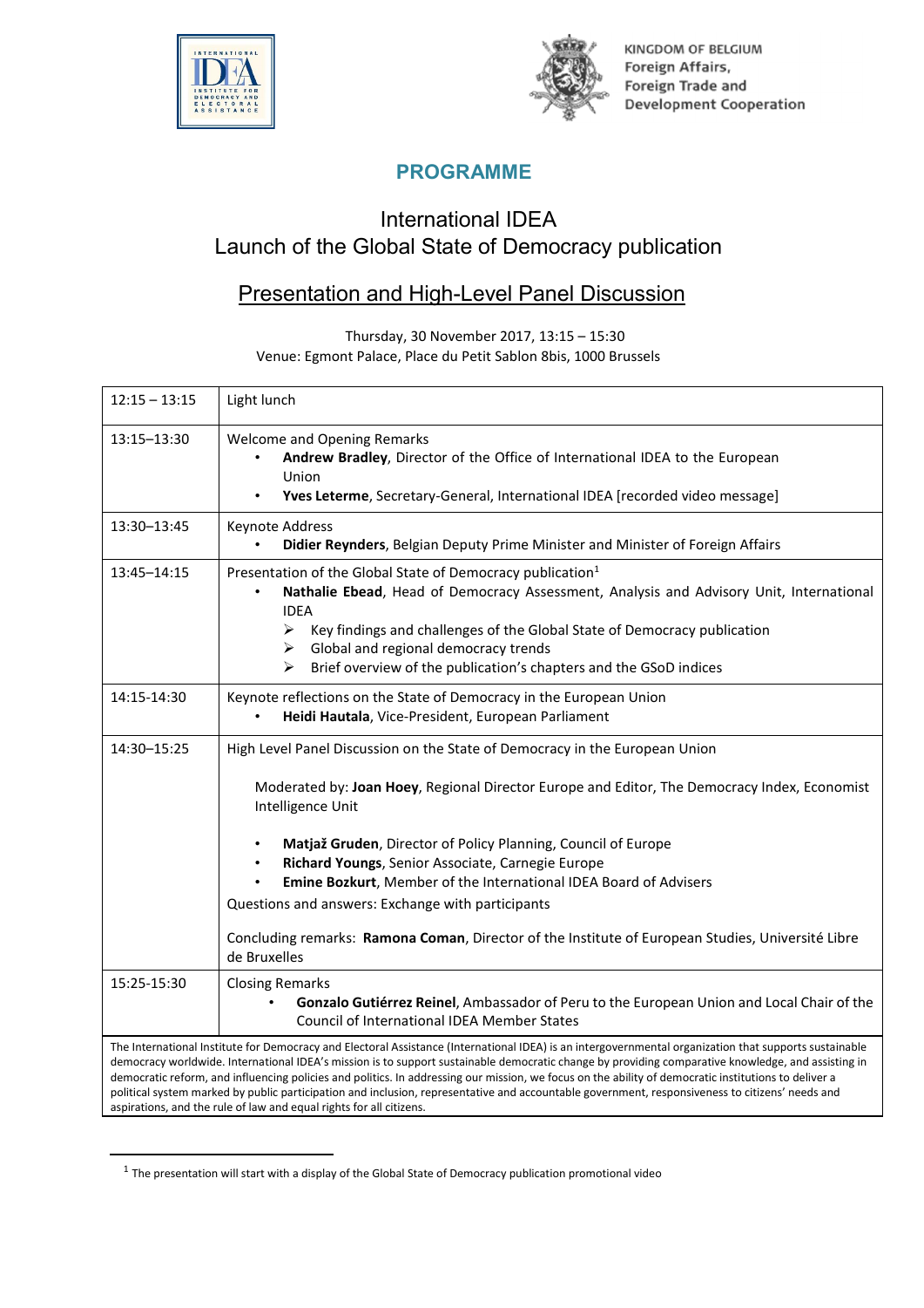KINGDOM OF BELGIUM
Foreign Affairs,
Foreign Trade and
Development Cooperation

## PROGRAMME

# International IDEA
# Launch of the Global State of Democracy publication

## Presentation and High-Level Panel Discussion

Thursday, 30 November 2017, 13:15 – 15:30
Venue: Egmont Palace, Place du Petit Sablon 8bis, 1000 Brussels

| | |
|---|---|
| 12:15 – 13:15 | Light lunch |
| 13:15–13:30 | Welcome and Opening Remarks<br>• **Andrew Bradley**, Director of the Office of International IDEA to the European Union<br>• **Yves Leterme**, Secretary-General, International IDEA [recorded video message] |
| 13:30–13:45 | Keynote Address<br>• **Didier Reynders**, Belgian Deputy Prime Minister and Minister of Foreign Affairs |
| 13:45–14:15 | Presentation of the Global State of Democracy publication[1]<br>• **Nathalie Ebead**, Head of Democracy Assessment, Analysis and Advisory Unit, International IDEA<br>➢ Key findings and challenges of the Global State of Democracy publication<br>➢ Global and regional democracy trends<br>➢ Brief overview of the publication's chapters and the GSoD indices |
| 14:15-14:30 | Keynote reflections on the State of Democracy in the European Union<br>• **Heidi Hautala**, Vice-President, European Parliament |
| 14:30–15:25 | High Level Panel Discussion on the State of Democracy in the European Union<br><br>Moderated by: **Joan Hoey**, Regional Director Europe and Editor, The Democracy Index, Economist Intelligence Unit<br><br>• **Matjaž Gruden**, Director of Policy Planning, Council of Europe<br>• **Richard Youngs**, Senior Associate, Carnegie Europe<br>• **Emine Bozkurt**, Member of the International IDEA Board of Advisers<br><br>Questions and answers: Exchange with participants<br><br>Concluding remarks: **Ramona Coman**, Director of the Institute of European Studies, Université Libre de Bruxelles |
| 15:25-15:30 | Closing Remarks<br>• **Gonzalo Gutiérrez Reinel**, Ambassador of Peru to the European Union and Local Chair of the Council of International IDEA Member States |

The International Institute for Democracy and Electoral Assistance (International IDEA) is an intergovernmental organization that supports sustainable democracy worldwide. International IDEA's mission is to support sustainable democratic change by providing comparative knowledge, and assisting in democratic reform, and influencing policies and politics. In addressing our mission, we focus on the ability of democratic institutions to deliver a political system marked by public participation and inclusion, representative and accountable government, responsiveness to citizens' needs and aspirations, and the rule of law and equal rights for all citizens.

[1] The presentation will start with a display of the Global State of Democracy publication promotional video